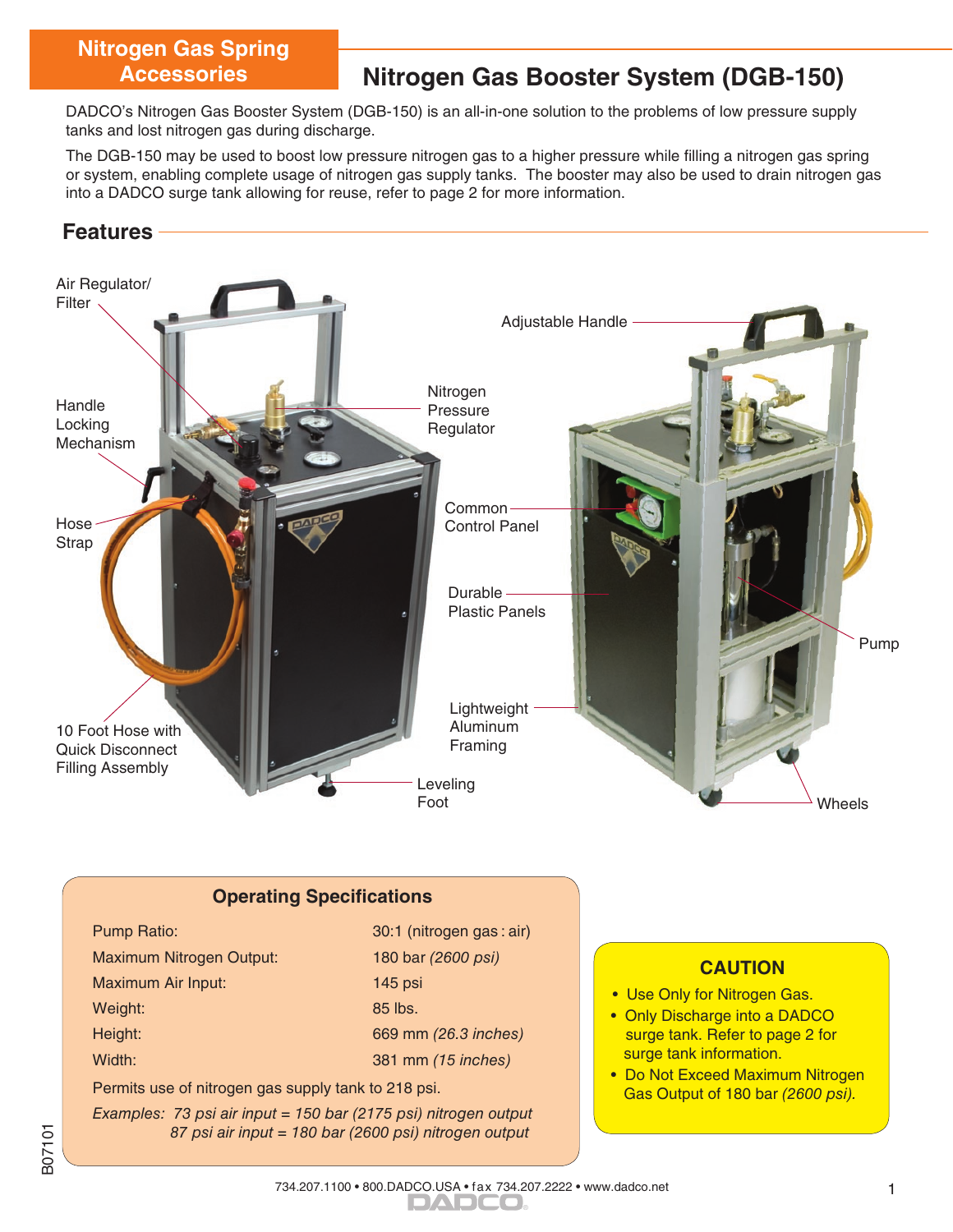# Nitrogen Gas Spring Accessories

## Nitrogen Gas Booster System (DGB-150)

DADCO's Nitrogen Gas Booster System (DGB-150) is an all-in-one solution to the problems of low pressure supply tanks and lost nitrogen gas during discharge.

The DGB-150 may be used to boost low pressure nitrogen gas to a higher pressure while filling a nitrogen gas spring or system, enabling complete usage of nitrogen gas supply tanks. The booster may also be used to drain nitrogen gas into a DADCO surge tank allowing for reuse, refer to page 2 for more information.

## Features

- Air Regulator/ Filter
- Handle Locking Mechanism
- Hose Strap
- 10 Foot Hose with Quick Disconnect Filling Assembly
- Nitrogen Pressure Regulator
- Common Control Panel
- Durable Plastic Panels
- Lightweight Aluminum Framing
- Leveling Foot
- Adjustable Handle
- Pump
- Wheels

### Operating Specifications

| | |
|---|---|
| Pump Ratio: | 30:1 (nitrogen gas : air) |
| Maximum Nitrogen Output: | 180 bar *(2600 psi)* |
| Maximum Air Input: | 145 psi |
| Weight: | 85 lbs. |
| Height: | 669 mm *(26.3 inches)* |
| Width: | 381 mm *(15 inches)* |

Permits use of nitrogen gas supply tank to 218 psi.

*Examples: 73 psi air input = 150 bar (2175 psi) nitrogen output*
*87 psi air input = 180 bar (2600 psi) nitrogen output*

### CAUTION

- Use Only for Nitrogen Gas.
- Only Discharge into a DADCO surge tank. Refer to page 2 for surge tank information.
- Do Not Exceed Maximum Nitrogen Gas Output of 180 bar *(2600 psi).*

B07101

734.207.1100 • 800.DADCO.USA • fax 734.207.2222 • www.dadco.net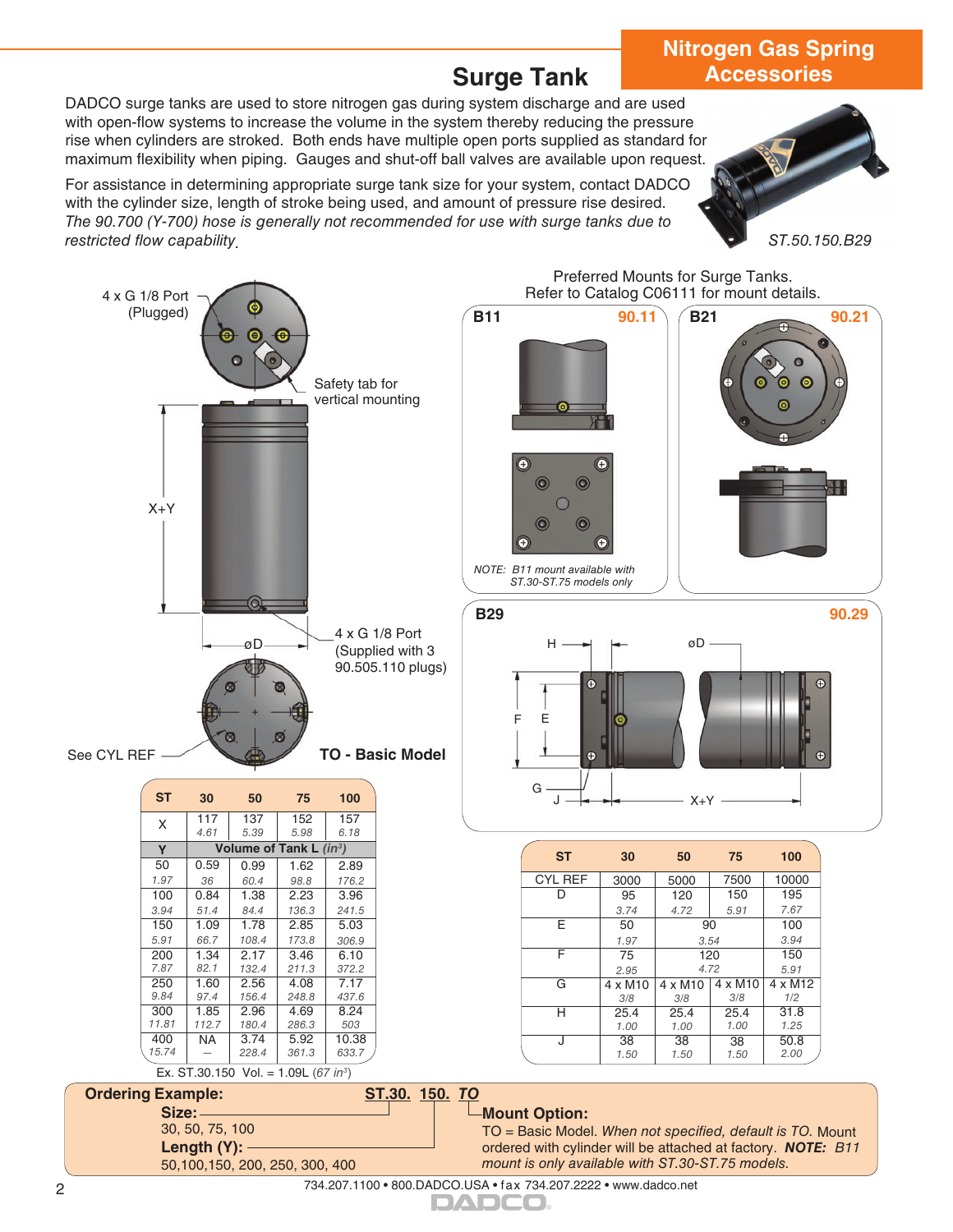# Nitrogen Gas Spring Accessories

## Surge Tank

DADCO surge tanks are used to store nitrogen gas during system discharge and are used with open-flow systems to increase the volume in the system thereby reducing the pressure rise when cylinders are stroked. Both ends have multiple open ports supplied as standard for maximum flexibility when piping. Gauges and shut-off ball valves are available upon request.

For assistance in determining appropriate surge tank size for your system, contact DADCO with the cylinder size, length of stroke being used, and amount of pressure rise desired. *The 90.700 (Y-700) hose is generally not recommended for use with surge tanks due to restricted flow capability.*

ST.50.150.B29

4 x G 1/8 Port (Plugged)

Safety tab for vertical mounting

X+Y

øD

4 x G 1/8 Port (Supplied with 3 90.505.110 plugs)

See CYL REF

**TO - Basic Model**

| ST | 30 | 50 | 75 | 100 |
|---|---|---|---|---|
| X | 117 *4.61* | 137 *5.39* | 152 *5.98* | 157 *6.18* |
| **Y** | **Volume of Tank L** *(in³)* | | | |
| 50 *1.97* | 0.59 *36* | 0.99 *60.4* | 1.62 *98.8* | 2.89 *176.2* |
| 100 *3.94* | 0.84 *51.4* | 1.38 *84.4* | 2.23 *136.3* | 3.96 *241.5* |
| 150 *5.91* | 1.09 *66.7* | 1.78 *108.4* | 2.85 *173.8* | 5.03 *306.9* |
| 200 *7.87* | 1.34 *82.1* | 2.17 *132.4* | 3.46 *211.3* | 6.10 *372.2* |
| 250 *9.84* | 1.60 *97.4* | 2.56 *156.4* | 4.08 *248.8* | 7.17 *437.6* |
| 300 *11.81* | 1.85 *112.7* | 2.96 *180.4* | 4.69 *286.3* | 8.24 *503* |
| 400 *15.74* | NA *—* | 3.74 *228.4* | 5.92 *361.3* | 10.38 *633.7* |

Ex. ST.30.150 Vol. = 1.09L *(67 in³)*

Preferred Mounts for Surge Tanks.
Refer to Catalog C06111 for mount details.

**B11** 90.11

*NOTE: B11 mount available with ST.30-ST.75 models only*

**B21** 90.21

**B29** 90.29

H, øD, F, E, G, J, X+Y

| ST | 30 | 50 | 75 | 100 |
|---|---|---|---|---|
| CYL REF | 3000 | 5000 | 7500 | 10000 |
| D | 95 *3.74* | 120 *4.72* | 150 *5.91* | 195 *7.67* |
| E | 50 *1.97* | 90 *3.54* | 90 *3.54* | 100 *3.94* |
| F | 75 *2.95* | 120 *4.72* | 120 *4.72* | 150 *5.91* |
| G | 4 x M10 *3/8* | 4 x M10 *3/8* | 4 x M10 *3/8* | 4 x M12 *1/2* |
| H | 25.4 *1.00* | 25.4 *1.00* | 25.4 *1.00* | 31.8 *1.25* |
| J | 38 *1.50* | 38 *1.50* | 38 *1.50* | 50.8 *2.00* |

**Ordering Example:** ST.30. 150. TO

**Size:**
30, 50, 75, 100

**Length (Y):**
50,100,150, 200, 250, 300, 400

**Mount Option:**
TO = Basic Model. *When not specified, default is TO.* Mount ordered with cylinder will be attached at factory. ***NOTE:*** *B11 mount is only available with ST.30-ST.75 models.*

734.207.1100 • 800.DADCO.USA • fax 734.207.2222 • www.dadco.net